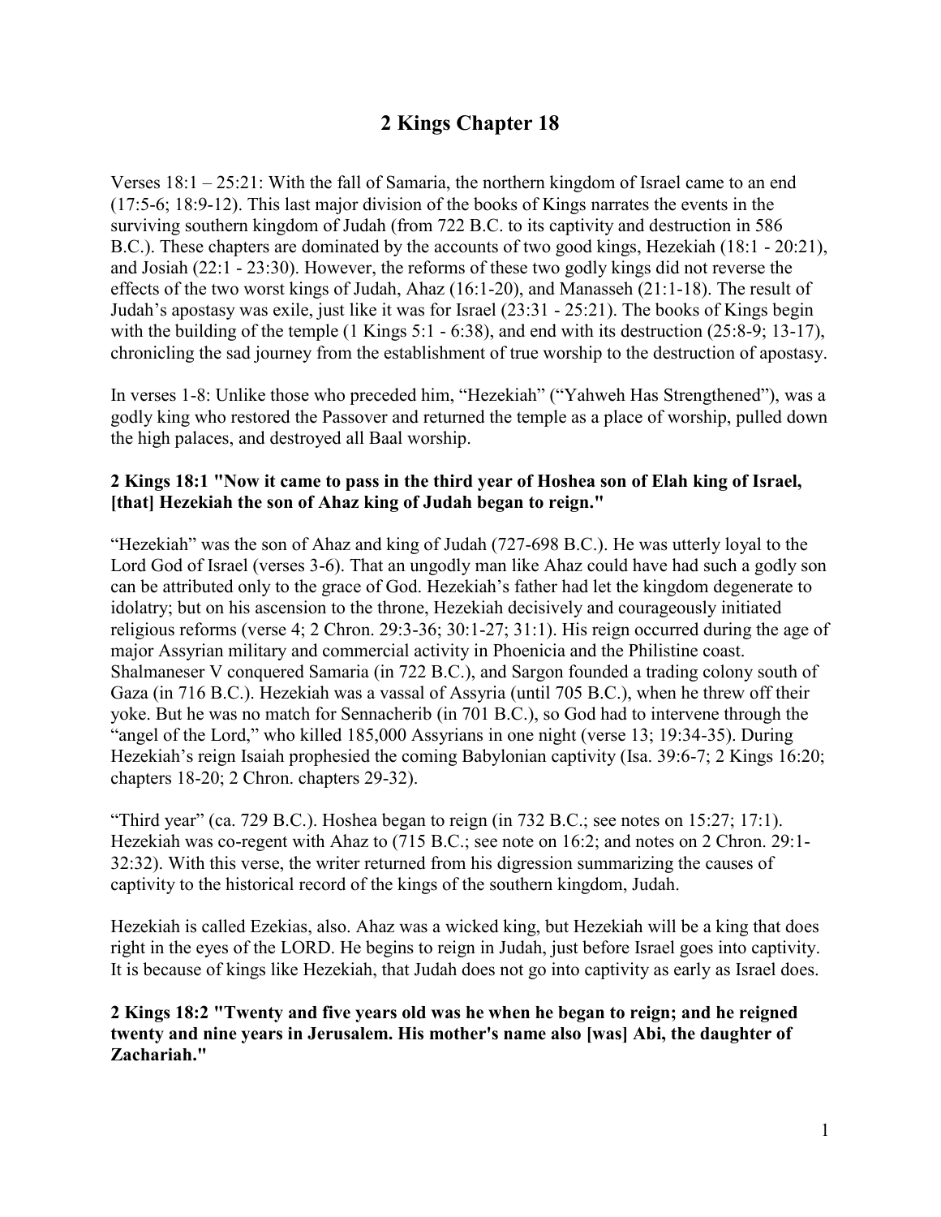# 2 Kings Chapter 18

Verses 18:1 – 25:21: With the fall of Samaria, the northern kingdom of Israel came to an end (17:5-6; 18:9-12). This last major division of the books of Kings narrates the events in the surviving southern kingdom of Judah (from 722 B.C. to its captivity and destruction in 586 B.C.). These chapters are dominated by the accounts of two good kings, Hezekiah (18:1 - 20:21), and Josiah (22:1 - 23:30). However, the reforms of these two godly kings did not reverse the effects of the two worst kings of Judah, Ahaz (16:1-20), and Manasseh (21:1-18). The result of Judah's apostasy was exile, just like it was for Israel (23:31 - 25:21). The books of Kings begin with the building of the temple (1 Kings 5:1 - 6:38), and end with its destruction (25:8-9; 13-17), chronicling the sad journey from the establishment of true worship to the destruction of apostasy.

In verses 1-8: Unlike those who preceded him, "Hezekiah" ("Yahweh Has Strengthened"), was a godly king who restored the Passover and returned the temple as a place of worship, pulled down the high palaces, and destroyed all Baal worship.

**2 Kings 18:1 "Now it came to pass in the third year of Hoshea son of Elah king of Israel, [that] Hezekiah the son of Ahaz king of Judah began to reign."**

"Hezekiah" was the son of Ahaz and king of Judah (727-698 B.C.). He was utterly loyal to the Lord God of Israel (verses 3-6). That an ungodly man like Ahaz could have had such a godly son can be attributed only to the grace of God. Hezekiah's father had let the kingdom degenerate to idolatry; but on his ascension to the throne, Hezekiah decisively and courageously initiated religious reforms (verse 4; 2 Chron. 29:3-36; 30:1-27; 31:1). His reign occurred during the age of major Assyrian military and commercial activity in Phoenicia and the Philistine coast. Shalmaneser V conquered Samaria (in 722 B.C.), and Sargon founded a trading colony south of Gaza (in 716 B.C.). Hezekiah was a vassal of Assyria (until 705 B.C.), when he threw off their yoke. But he was no match for Sennacherib (in 701 B.C.), so God had to intervene through the "angel of the Lord," who killed 185,000 Assyrians in one night (verse 13; 19:34-35). During Hezekiah's reign Isaiah prophesied the coming Babylonian captivity (Isa. 39:6-7; 2 Kings 16:20; chapters 18-20; 2 Chron. chapters 29-32).

"Third year" (ca. 729 B.C.). Hoshea began to reign (in 732 B.C.; see notes on 15:27; 17:1). Hezekiah was co-regent with Ahaz to (715 B.C.; see note on 16:2; and notes on 2 Chron. 29:1-32:32). With this verse, the writer returned from his digression summarizing the causes of captivity to the historical record of the kings of the southern kingdom, Judah.

Hezekiah is called Ezekias, also. Ahaz was a wicked king, but Hezekiah will be a king that does right in the eyes of the LORD. He begins to reign in Judah, just before Israel goes into captivity. It is because of kings like Hezekiah, that Judah does not go into captivity as early as Israel does.

**2 Kings 18:2 "Twenty and five years old was he when he began to reign; and he reigned twenty and nine years in Jerusalem. His mother's name also [was] Abi, the daughter of Zachariah."**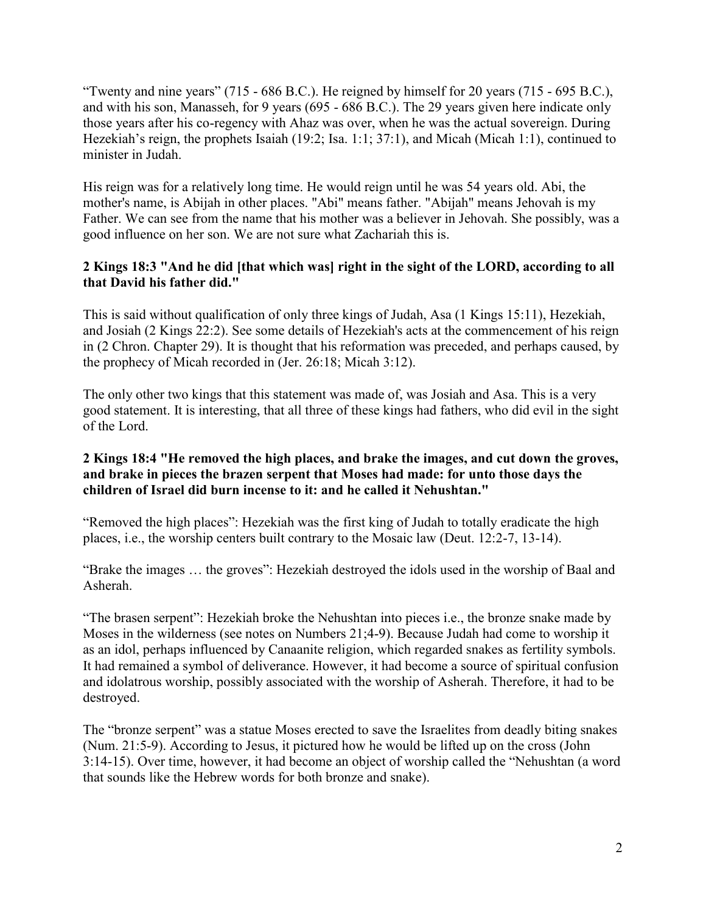"Twenty and nine years" (715 - 686 B.C.). He reigned by himself for 20 years (715 - 695 B.C.), and with his son, Manasseh, for 9 years (695 - 686 B.C.). The 29 years given here indicate only those years after his co-regency with Ahaz was over, when he was the actual sovereign. During Hezekiah's reign, the prophets Isaiah (19:2; Isa. 1:1; 37:1), and Micah (Micah 1:1), continued to minister in Judah.

His reign was for a relatively long time. He would reign until he was 54 years old. Abi, the mother's name, is Abijah in other places. "Abi" means father. "Abijah" means Jehovah is my Father. We can see from the name that his mother was a believer in Jehovah. She possibly, was a good influence on her son. We are not sure what Zachariah this is.

**2 Kings 18:3 "And he did [that which was] right in the sight of the LORD, according to all that David his father did."**

This is said without qualification of only three kings of Judah, Asa (1 Kings 15:11), Hezekiah, and Josiah (2 Kings 22:2). See some details of Hezekiah's acts at the commencement of his reign in (2 Chron. Chapter 29). It is thought that his reformation was preceded, and perhaps caused, by the prophecy of Micah recorded in (Jer. 26:18; Micah 3:12).

The only other two kings that this statement was made of, was Josiah and Asa. This is a very good statement. It is interesting, that all three of these kings had fathers, who did evil in the sight of the Lord.

**2 Kings 18:4 "He removed the high places, and brake the images, and cut down the groves, and brake in pieces the brazen serpent that Moses had made: for unto those days the children of Israel did burn incense to it: and he called it Nehushtan."**

"Removed the high places": Hezekiah was the first king of Judah to totally eradicate the high places, i.e., the worship centers built contrary to the Mosaic law (Deut. 12:2-7, 13-14).

"Brake the images … the groves": Hezekiah destroyed the idols used in the worship of Baal and Asherah.

"The brasen serpent": Hezekiah broke the Nehushtan into pieces i.e., the bronze snake made by Moses in the wilderness (see notes on Numbers 21;4-9). Because Judah had come to worship it as an idol, perhaps influenced by Canaanite religion, which regarded snakes as fertility symbols. It had remained a symbol of deliverance. However, it had become a source of spiritual confusion and idolatrous worship, possibly associated with the worship of Asherah. Therefore, it had to be destroyed.

The "bronze serpent" was a statue Moses erected to save the Israelites from deadly biting snakes (Num. 21:5-9). According to Jesus, it pictured how he would be lifted up on the cross (John 3:14-15). Over time, however, it had become an object of worship called the "Nehushtan (a word that sounds like the Hebrew words for both bronze and snake).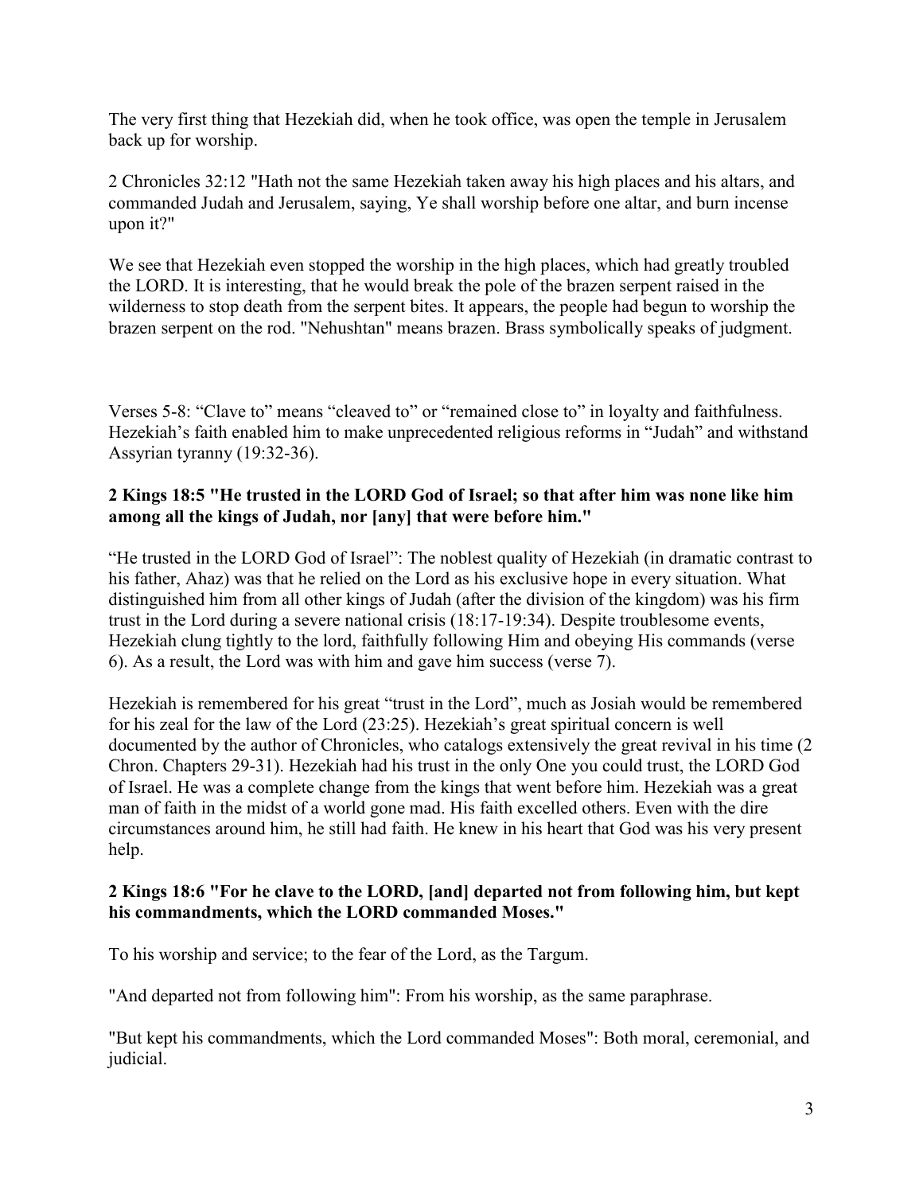The very first thing that Hezekiah did, when he took office, was open the temple in Jerusalem back up for worship.

2 Chronicles 32:12 "Hath not the same Hezekiah taken away his high places and his altars, and commanded Judah and Jerusalem, saying, Ye shall worship before one altar, and burn incense upon it?"

We see that Hezekiah even stopped the worship in the high places, which had greatly troubled the LORD. It is interesting, that he would break the pole of the brazen serpent raised in the wilderness to stop death from the serpent bites. It appears, the people had begun to worship the brazen serpent on the rod. "Nehushtan" means brazen. Brass symbolically speaks of judgment.

Verses 5-8: “Clave to” means “cleaved to” or “remained close to” in loyalty and faithfulness. Hezekiah’s faith enabled him to make unprecedented religious reforms in “Judah” and withstand Assyrian tyranny (19:32-36).

**2 Kings 18:5 "He trusted in the LORD God of Israel; so that after him was none like him among all the kings of Judah, nor [any] that were before him."**

“He trusted in the LORD God of Israel”: The noblest quality of Hezekiah (in dramatic contrast to his father, Ahaz) was that he relied on the Lord as his exclusive hope in every situation. What distinguished him from all other kings of Judah (after the division of the kingdom) was his firm trust in the Lord during a severe national crisis (18:17-19:34). Despite troublesome events, Hezekiah clung tightly to the lord, faithfully following Him and obeying His commands (verse 6). As a result, the Lord was with him and gave him success (verse 7).

Hezekiah is remembered for his great “trust in the Lord”, much as Josiah would be remembered for his zeal for the law of the Lord (23:25). Hezekiah’s great spiritual concern is well documented by the author of Chronicles, who catalogs extensively the great revival in his time (2 Chron. Chapters 29-31). Hezekiah had his trust in the only One you could trust, the LORD God of Israel. He was a complete change from the kings that went before him. Hezekiah was a great man of faith in the midst of a world gone mad. His faith excelled others. Even with the dire circumstances around him, he still had faith. He knew in his heart that God was his very present help.

**2 Kings 18:6 "For he clave to the LORD, [and] departed not from following him, but kept his commandments, which the LORD commanded Moses."**

To his worship and service; to the fear of the Lord, as the Targum.

"And departed not from following him": From his worship, as the same paraphrase.

"But kept his commandments, which the Lord commanded Moses": Both moral, ceremonial, and judicial.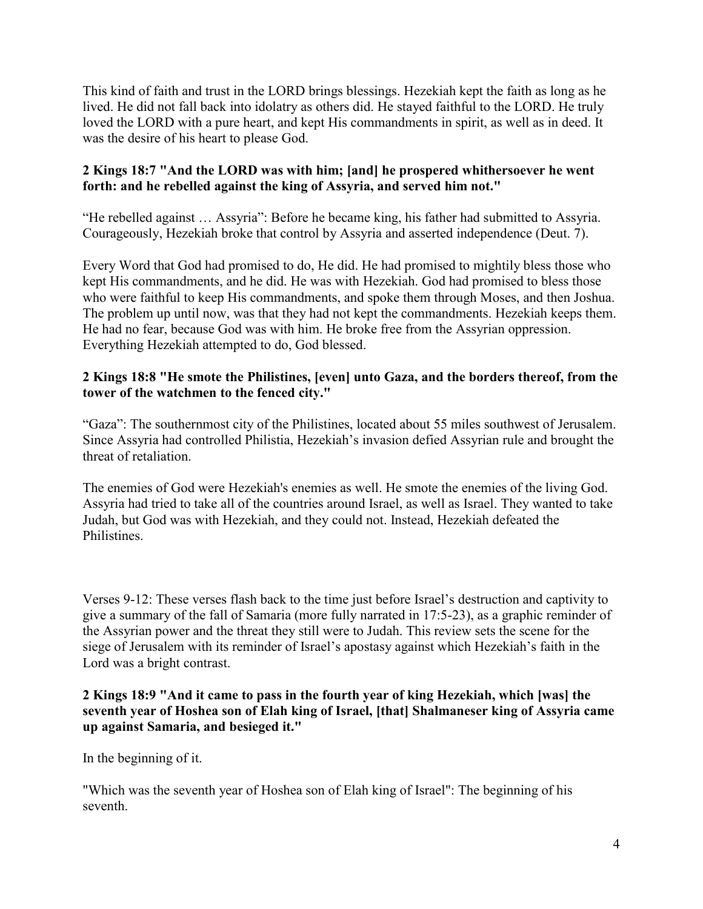This kind of faith and trust in the LORD brings blessings. Hezekiah kept the faith as long as he lived. He did not fall back into idolatry as others did. He stayed faithful to the LORD. He truly loved the LORD with a pure heart, and kept His commandments in spirit, as well as in deed. It was the desire of his heart to please God.

**2 Kings 18:7 "And the LORD was with him; [and] he prospered whithersoever he went forth: and he rebelled against the king of Assyria, and served him not."**

“He rebelled against … Assyria”: Before he became king, his father had submitted to Assyria. Courageously, Hezekiah broke that control by Assyria and asserted independence (Deut. 7).

Every Word that God had promised to do, He did. He had promised to mightily bless those who kept His commandments, and he did. He was with Hezekiah. God had promised to bless those who were faithful to keep His commandments, and spoke them through Moses, and then Joshua. The problem up until now, was that they had not kept the commandments. Hezekiah keeps them. He had no fear, because God was with him. He broke free from the Assyrian oppression. Everything Hezekiah attempted to do, God blessed.

**2 Kings 18:8 "He smote the Philistines, [even] unto Gaza, and the borders thereof, from the tower of the watchmen to the fenced city."**

“Gaza”: The southernmost city of the Philistines, located about 55 miles southwest of Jerusalem. Since Assyria had controlled Philistia, Hezekiah’s invasion defied Assyrian rule and brought the threat of retaliation.

The enemies of God were Hezekiah's enemies as well. He smote the enemies of the living God. Assyria had tried to take all of the countries around Israel, as well as Israel. They wanted to take Judah, but God was with Hezekiah, and they could not. Instead, Hezekiah defeated the Philistines.

Verses 9-12: These verses flash back to the time just before Israel’s destruction and captivity to give a summary of the fall of Samaria (more fully narrated in 17:5-23), as a graphic reminder of the Assyrian power and the threat they still were to Judah. This review sets the scene for the siege of Jerusalem with its reminder of Israel’s apostasy against which Hezekiah’s faith in the Lord was a bright contrast.

**2 Kings 18:9 "And it came to pass in the fourth year of king Hezekiah, which [was] the seventh year of Hoshea son of Elah king of Israel, [that] Shalmaneser king of Assyria came up against Samaria, and besieged it."**

In the beginning of it.

"Which was the seventh year of Hoshea son of Elah king of Israel": The beginning of his seventh.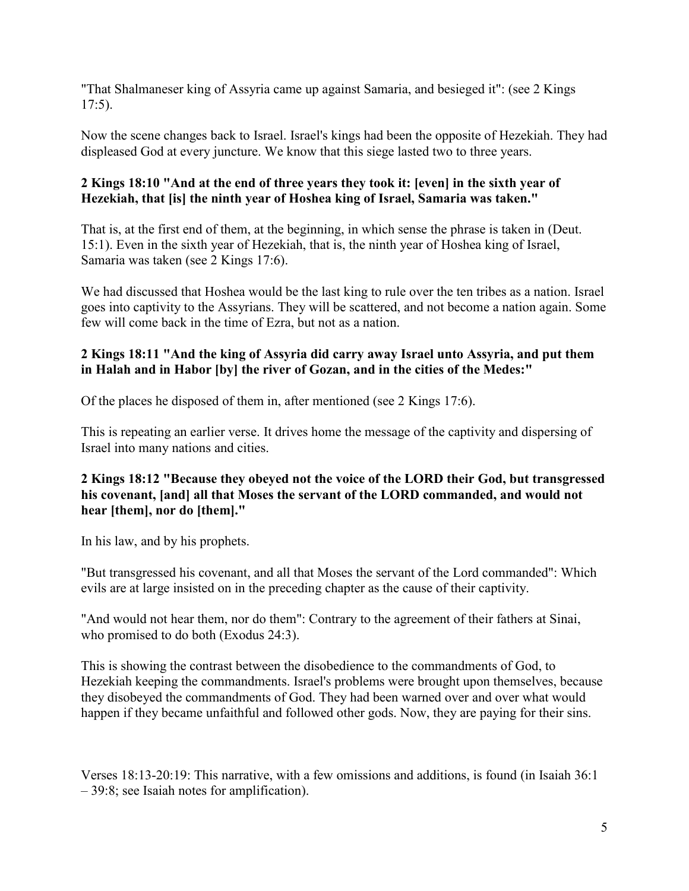"That Shalmaneser king of Assyria came up against Samaria, and besieged it": (see 2 Kings 17:5).

Now the scene changes back to Israel. Israel's kings had been the opposite of Hezekiah. They had displeased God at every juncture. We know that this siege lasted two to three years.

**2 Kings 18:10 "And at the end of three years they took it: [even] in the sixth year of Hezekiah, that [is] the ninth year of Hoshea king of Israel, Samaria was taken."**

That is, at the first end of them, at the beginning, in which sense the phrase is taken in (Deut. 15:1). Even in the sixth year of Hezekiah, that is, the ninth year of Hoshea king of Israel, Samaria was taken (see 2 Kings 17:6).

We had discussed that Hoshea would be the last king to rule over the ten tribes as a nation. Israel goes into captivity to the Assyrians. They will be scattered, and not become a nation again. Some few will come back in the time of Ezra, but not as a nation.

**2 Kings 18:11 "And the king of Assyria did carry away Israel unto Assyria, and put them in Halah and in Habor [by] the river of Gozan, and in the cities of the Medes:"**

Of the places he disposed of them in, after mentioned (see 2 Kings 17:6).

This is repeating an earlier verse. It drives home the message of the captivity and dispersing of Israel into many nations and cities.

**2 Kings 18:12 "Because they obeyed not the voice of the LORD their God, but transgressed his covenant, [and] all that Moses the servant of the LORD commanded, and would not hear [them], nor do [them]."**

In his law, and by his prophets.

"But transgressed his covenant, and all that Moses the servant of the Lord commanded": Which evils are at large insisted on in the preceding chapter as the cause of their captivity.

"And would not hear them, nor do them": Contrary to the agreement of their fathers at Sinai, who promised to do both (Exodus 24:3).

This is showing the contrast between the disobedience to the commandments of God, to Hezekiah keeping the commandments. Israel's problems were brought upon themselves, because they disobeyed the commandments of God. They had been warned over and over what would happen if they became unfaithful and followed other gods. Now, they are paying for their sins.

Verses 18:13-20:19: This narrative, with a few omissions and additions, is found (in Isaiah 36:1 – 39:8; see Isaiah notes for amplification).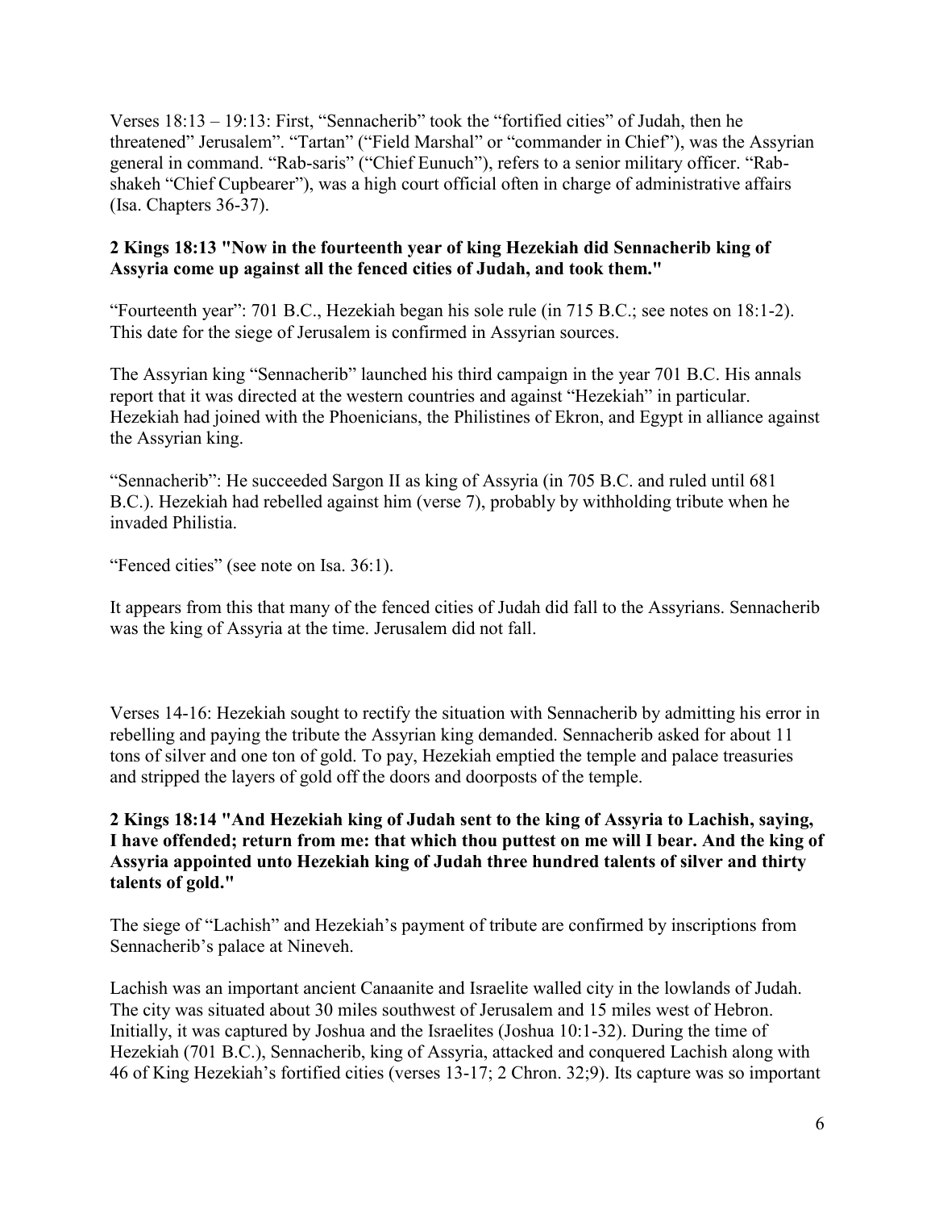Verses 18:13 – 19:13: First, "Sennacherib" took the "fortified cities" of Judah, then he threatened" Jerusalem". "Tartan" ("Field Marshal" or "commander in Chief"), was the Assyrian general in command. "Rab-saris" ("Chief Eunuch"), refers to a senior military officer. "Rab-shakeh "Chief Cupbearer"), was a high court official often in charge of administrative affairs (Isa. Chapters 36-37).

**2 Kings 18:13 "Now in the fourteenth year of king Hezekiah did Sennacherib king of Assyria come up against all the fenced cities of Judah, and took them."**

"Fourteenth year": 701 B.C., Hezekiah began his sole rule (in 715 B.C.; see notes on 18:1-2). This date for the siege of Jerusalem is confirmed in Assyrian sources.

The Assyrian king "Sennacherib" launched his third campaign in the year 701 B.C. His annals report that it was directed at the western countries and against "Hezekiah" in particular. Hezekiah had joined with the Phoenicians, the Philistines of Ekron, and Egypt in alliance against the Assyrian king.

"Sennacherib": He succeeded Sargon II as king of Assyria (in 705 B.C. and ruled until 681 B.C.). Hezekiah had rebelled against him (verse 7), probably by withholding tribute when he invaded Philistia.

"Fenced cities" (see note on Isa. 36:1).

It appears from this that many of the fenced cities of Judah did fall to the Assyrians. Sennacherib was the king of Assyria at the time. Jerusalem did not fall.

Verses 14-16: Hezekiah sought to rectify the situation with Sennacherib by admitting his error in rebelling and paying the tribute the Assyrian king demanded. Sennacherib asked for about 11 tons of silver and one ton of gold. To pay, Hezekiah emptied the temple and palace treasuries and stripped the layers of gold off the doors and doorposts of the temple.

**2 Kings 18:14 "And Hezekiah king of Judah sent to the king of Assyria to Lachish, saying, I have offended; return from me: that which thou puttest on me will I bear. And the king of Assyria appointed unto Hezekiah king of Judah three hundred talents of silver and thirty talents of gold."**

The siege of "Lachish" and Hezekiah's payment of tribute are confirmed by inscriptions from Sennacherib's palace at Nineveh.

Lachish was an important ancient Canaanite and Israelite walled city in the lowlands of Judah. The city was situated about 30 miles southwest of Jerusalem and 15 miles west of Hebron. Initially, it was captured by Joshua and the Israelites (Joshua 10:1-32). During the time of Hezekiah (701 B.C.), Sennacherib, king of Assyria, attacked and conquered Lachish along with 46 of King Hezekiah's fortified cities (verses 13-17; 2 Chron. 32;9). Its capture was so important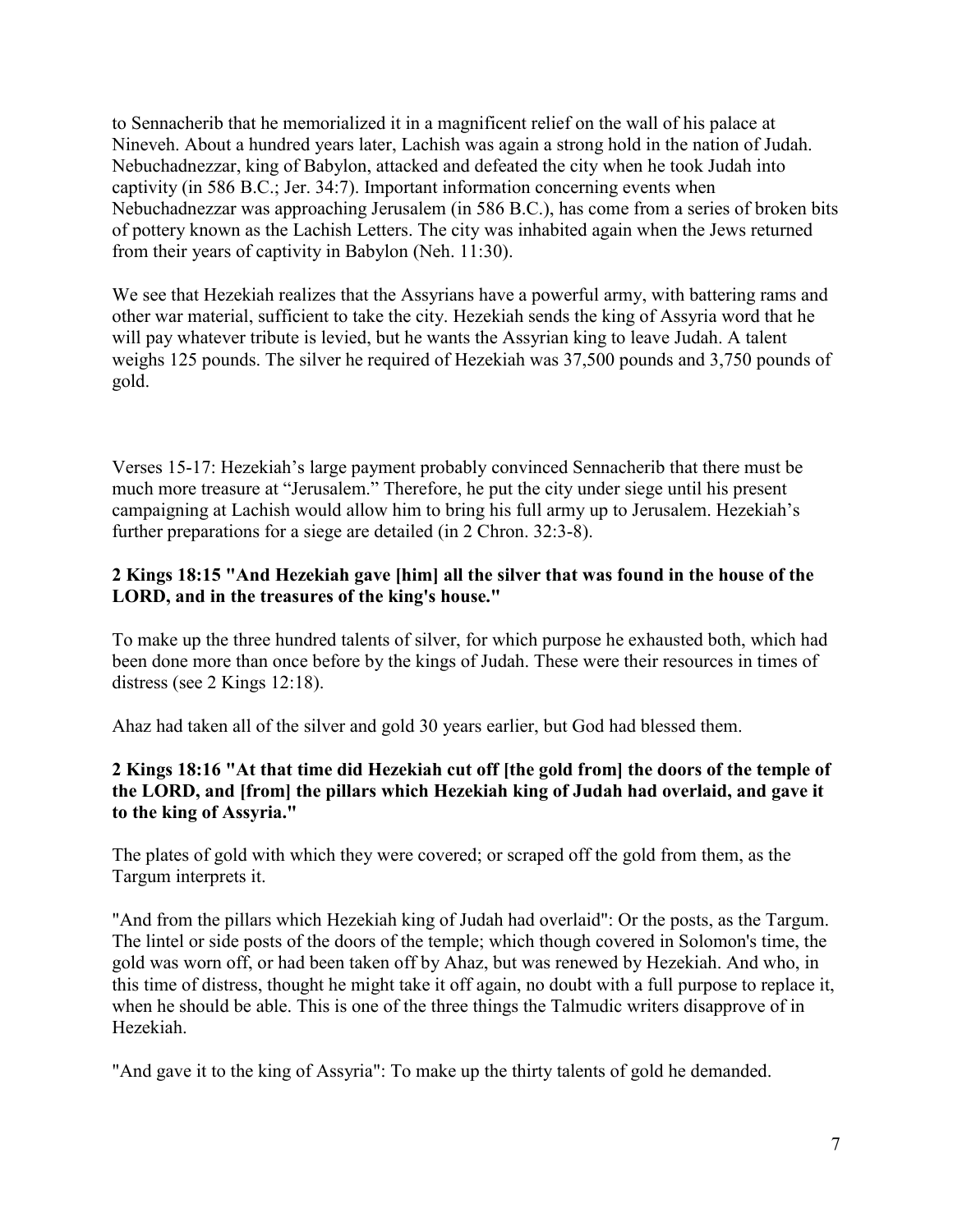to Sennacherib that he memorialized it in a magnificent relief on the wall of his palace at Nineveh. About a hundred years later, Lachish was again a strong hold in the nation of Judah. Nebuchadnezzar, king of Babylon, attacked and defeated the city when he took Judah into captivity (in 586 B.C.; Jer. 34:7). Important information concerning events when Nebuchadnezzar was approaching Jerusalem (in 586 B.C.), has come from a series of broken bits of pottery known as the Lachish Letters. The city was inhabited again when the Jews returned from their years of captivity in Babylon (Neh. 11:30).

We see that Hezekiah realizes that the Assyrians have a powerful army, with battering rams and other war material, sufficient to take the city. Hezekiah sends the king of Assyria word that he will pay whatever tribute is levied, but he wants the Assyrian king to leave Judah. A talent weighs 125 pounds. The silver he required of Hezekiah was 37,500 pounds and 3,750 pounds of gold.

Verses 15-17: Hezekiah's large payment probably convinced Sennacherib that there must be much more treasure at "Jerusalem." Therefore, he put the city under siege until his present campaigning at Lachish would allow him to bring his full army up to Jerusalem. Hezekiah's further preparations for a siege are detailed (in 2 Chron. 32:3-8).

**2 Kings 18:15 "And Hezekiah gave [him] all the silver that was found in the house of the LORD, and in the treasures of the king's house."**

To make up the three hundred talents of silver, for which purpose he exhausted both, which had been done more than once before by the kings of Judah. These were their resources in times of distress (see 2 Kings 12:18).

Ahaz had taken all of the silver and gold 30 years earlier, but God had blessed them.

**2 Kings 18:16 "At that time did Hezekiah cut off [the gold from] the doors of the temple of the LORD, and [from] the pillars which Hezekiah king of Judah had overlaid, and gave it to the king of Assyria."**

The plates of gold with which they were covered; or scraped off the gold from them, as the Targum interprets it.

"And from the pillars which Hezekiah king of Judah had overlaid": Or the posts, as the Targum. The lintel or side posts of the doors of the temple; which though covered in Solomon's time, the gold was worn off, or had been taken off by Ahaz, but was renewed by Hezekiah. And who, in this time of distress, thought he might take it off again, no doubt with a full purpose to replace it, when he should be able. This is one of the three things the Talmudic writers disapprove of in Hezekiah.

"And gave it to the king of Assyria": To make up the thirty talents of gold he demanded.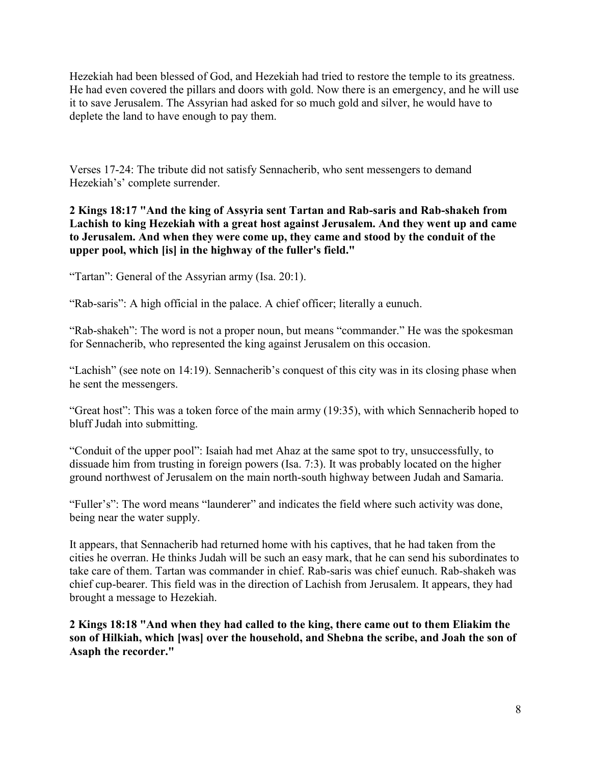Hezekiah had been blessed of God, and Hezekiah had tried to restore the temple to its greatness. He had even covered the pillars and doors with gold. Now there is an emergency, and he will use it to save Jerusalem. The Assyrian had asked for so much gold and silver, he would have to deplete the land to have enough to pay them.

Verses 17-24: The tribute did not satisfy Sennacherib, who sent messengers to demand Hezekiah's' complete surrender.

**2 Kings 18:17 "And the king of Assyria sent Tartan and Rab-saris and Rab-shakeh from Lachish to king Hezekiah with a great host against Jerusalem. And they went up and came to Jerusalem. And when they were come up, they came and stood by the conduit of the upper pool, which [is] in the highway of the fuller's field."**

"Tartan": General of the Assyrian army (Isa. 20:1).

"Rab-saris": A high official in the palace. A chief officer; literally a eunuch.

"Rab-shakeh": The word is not a proper noun, but means "commander." He was the spokesman for Sennacherib, who represented the king against Jerusalem on this occasion.

"Lachish" (see note on 14:19). Sennacherib's conquest of this city was in its closing phase when he sent the messengers.

"Great host": This was a token force of the main army (19:35), with which Sennacherib hoped to bluff Judah into submitting.

"Conduit of the upper pool": Isaiah had met Ahaz at the same spot to try, unsuccessfully, to dissuade him from trusting in foreign powers (Isa. 7:3). It was probably located on the higher ground northwest of Jerusalem on the main north-south highway between Judah and Samaria.

"Fuller's": The word means "launderer" and indicates the field where such activity was done, being near the water supply.

It appears, that Sennacherib had returned home with his captives, that he had taken from the cities he overran. He thinks Judah will be such an easy mark, that he can send his subordinates to take care of them. Tartan was commander in chief. Rab-saris was chief eunuch. Rab-shakeh was chief cup-bearer. This field was in the direction of Lachish from Jerusalem. It appears, they had brought a message to Hezekiah.

**2 Kings 18:18 "And when they had called to the king, there came out to them Eliakim the son of Hilkiah, which [was] over the household, and Shebna the scribe, and Joah the son of Asaph the recorder."**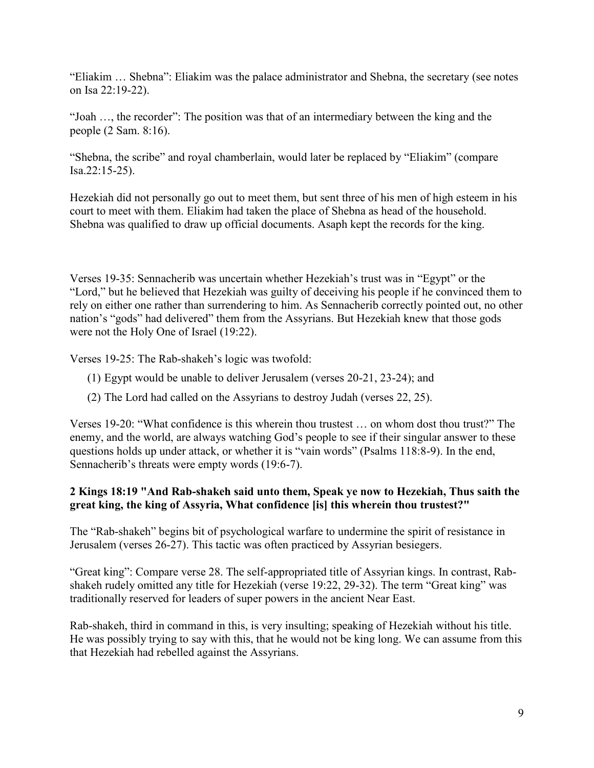"Eliakim … Shebna": Eliakim was the palace administrator and Shebna, the secretary (see notes on Isa 22:19-22).

"Joah …, the recorder": The position was that of an intermediary between the king and the people (2 Sam. 8:16).

"Shebna, the scribe" and royal chamberlain, would later be replaced by "Eliakim" (compare Isa.22:15-25).

Hezekiah did not personally go out to meet them, but sent three of his men of high esteem in his court to meet with them. Eliakim had taken the place of Shebna as head of the household. Shebna was qualified to draw up official documents. Asaph kept the records for the king.

Verses 19-35: Sennacherib was uncertain whether Hezekiah's trust was in "Egypt" or the "Lord," but he believed that Hezekiah was guilty of deceiving his people if he convinced them to rely on either one rather than surrendering to him. As Sennacherib correctly pointed out, no other nation's "gods" had delivered" them from the Assyrians. But Hezekiah knew that those gods were not the Holy One of Israel (19:22).

Verses 19-25: The Rab-shakeh's logic was twofold:

(1) Egypt would be unable to deliver Jerusalem (verses 20-21, 23-24); and

(2) The Lord had called on the Assyrians to destroy Judah (verses 22, 25).

Verses 19-20: "What confidence is this wherein thou trustest … on whom dost thou trust?" The enemy, and the world, are always watching God's people to see if their singular answer to these questions holds up under attack, or whether it is "vain words" (Psalms 118:8-9). In the end, Sennacherib's threats were empty words (19:6-7).

**2 Kings 18:19 "And Rab-shakeh said unto them, Speak ye now to Hezekiah, Thus saith the great king, the king of Assyria, What confidence [is] this wherein thou trustest?"**

The "Rab-shakeh" begins bit of psychological warfare to undermine the spirit of resistance in Jerusalem (verses 26-27). This tactic was often practiced by Assyrian besiegers.

"Great king": Compare verse 28. The self-appropriated title of Assyrian kings. In contrast, Rab-shakeh rudely omitted any title for Hezekiah (verse 19:22, 29-32). The term "Great king" was traditionally reserved for leaders of super powers in the ancient Near East.

Rab-shakeh, third in command in this, is very insulting; speaking of Hezekiah without his title. He was possibly trying to say with this, that he would not be king long. We can assume from this that Hezekiah had rebelled against the Assyrians.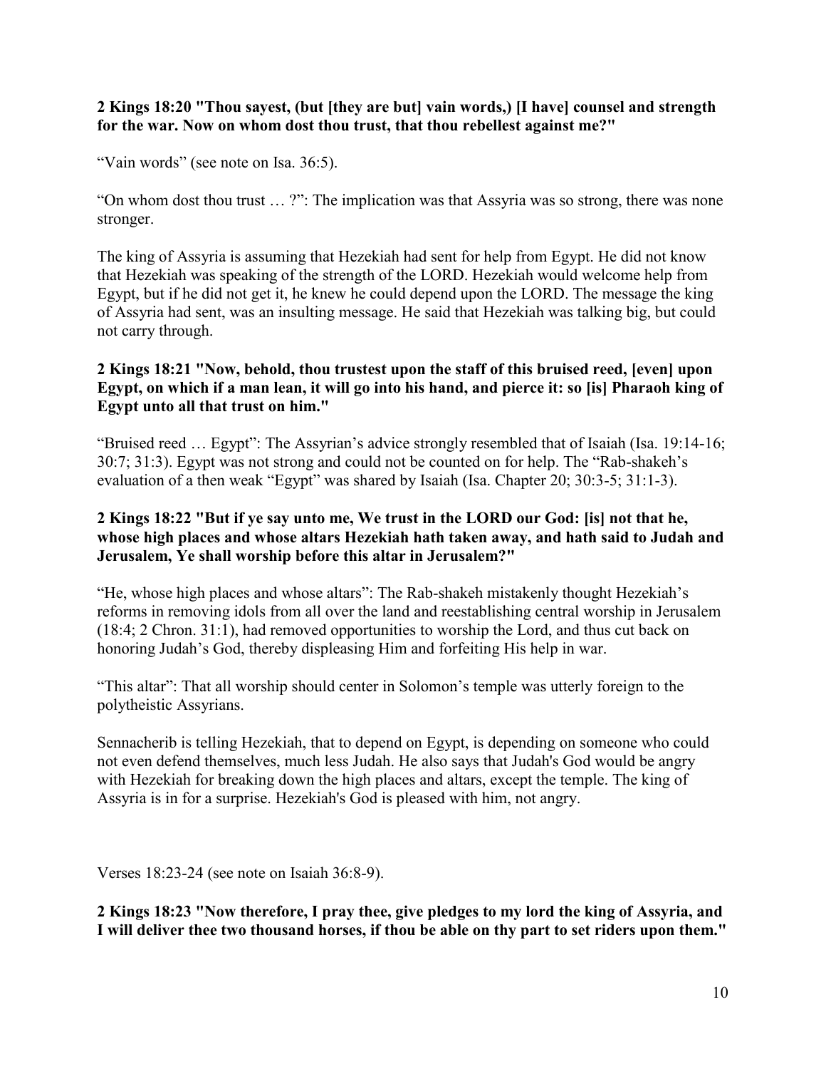**2 Kings 18:20 "Thou sayest, (but [they are but] vain words,) [I have] counsel and strength for the war. Now on whom dost thou trust, that thou rebellest against me?"**

"Vain words" (see note on Isa. 36:5).

"On whom dost thou trust … ?": The implication was that Assyria was so strong, there was none stronger.

The king of Assyria is assuming that Hezekiah had sent for help from Egypt. He did not know that Hezekiah was speaking of the strength of the LORD. Hezekiah would welcome help from Egypt, but if he did not get it, he knew he could depend upon the LORD. The message the king of Assyria had sent, was an insulting message. He said that Hezekiah was talking big, but could not carry through.

**2 Kings 18:21 "Now, behold, thou trustest upon the staff of this bruised reed, [even] upon Egypt, on which if a man lean, it will go into his hand, and pierce it: so [is] Pharaoh king of Egypt unto all that trust on him."**

"Bruised reed … Egypt": The Assyrian's advice strongly resembled that of Isaiah (Isa. 19:14-16; 30:7; 31:3). Egypt was not strong and could not be counted on for help. The "Rab-shakeh's evaluation of a then weak "Egypt" was shared by Isaiah (Isa. Chapter 20; 30:3-5; 31:1-3).

**2 Kings 18:22 "But if ye say unto me, We trust in the LORD our God: [is] not that he, whose high places and whose altars Hezekiah hath taken away, and hath said to Judah and Jerusalem, Ye shall worship before this altar in Jerusalem?"**

"He, whose high places and whose altars": The Rab-shakeh mistakenly thought Hezekiah's reforms in removing idols from all over the land and reestablishing central worship in Jerusalem (18:4; 2 Chron. 31:1), had removed opportunities to worship the Lord, and thus cut back on honoring Judah's God, thereby displeasing Him and forfeiting His help in war.

"This altar": That all worship should center in Solomon's temple was utterly foreign to the polytheistic Assyrians.

Sennacherib is telling Hezekiah, that to depend on Egypt, is depending on someone who could not even defend themselves, much less Judah. He also says that Judah's God would be angry with Hezekiah for breaking down the high places and altars, except the temple. The king of Assyria is in for a surprise. Hezekiah's God is pleased with him, not angry.

Verses 18:23-24 (see note on Isaiah 36:8-9).

**2 Kings 18:23 "Now therefore, I pray thee, give pledges to my lord the king of Assyria, and I will deliver thee two thousand horses, if thou be able on thy part to set riders upon them."**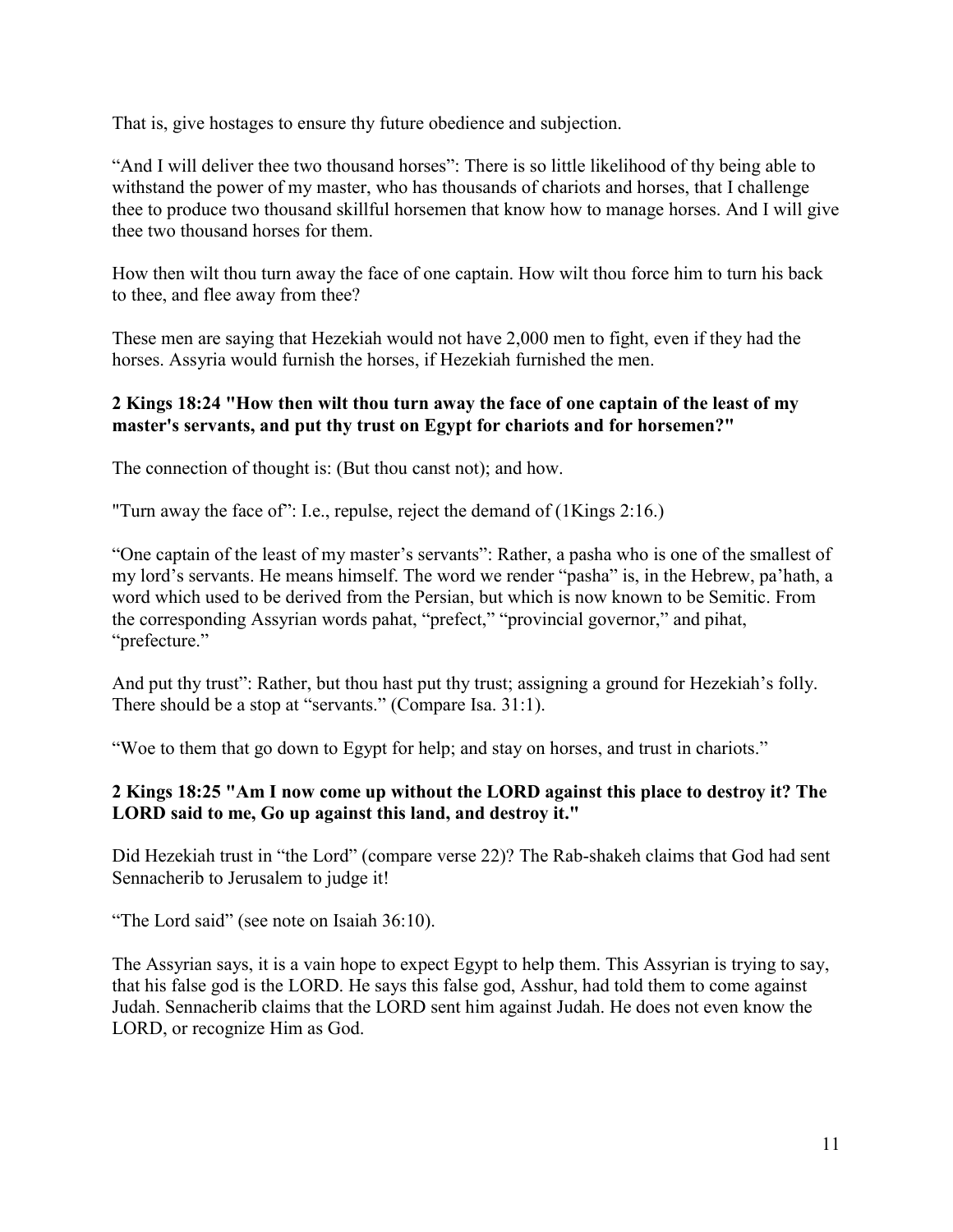That is, give hostages to ensure thy future obedience and subjection.

“And I will deliver thee two thousand horses”: There is so little likelihood of thy being able to withstand the power of my master, who has thousands of chariots and horses, that I challenge thee to produce two thousand skillful horsemen that know how to manage horses. And I will give thee two thousand horses for them.

How then wilt thou turn away the face of one captain. How wilt thou force him to turn his back to thee, and flee away from thee?

These men are saying that Hezekiah would not have 2,000 men to fight, even if they had the horses. Assyria would furnish the horses, if Hezekiah furnished the men.

**2 Kings 18:24 "How then wilt thou turn away the face of one captain of the least of my master's servants, and put thy trust on Egypt for chariots and for horsemen?"**

The connection of thought is: (But thou canst not); and how.

"Turn away the face of”: I.e., repulse, reject the demand of (1Kings 2:16.)

“One captain of the least of my master’s servants”: Rather, a pasha who is one of the smallest of my lord’s servants. He means himself. The word we render “pasha” is, in the Hebrew, pa’hath, a word which used to be derived from the Persian, but which is now known to be Semitic. From the corresponding Assyrian words pahat, “prefect,” “provincial governor,” and pihat, “prefecture.”

And put thy trust”: Rather, but thou hast put thy trust; assigning a ground for Hezekiah’s folly. There should be a stop at “servants.” (Compare Isa. 31:1).

“Woe to them that go down to Egypt for help; and stay on horses, and trust in chariots.”

**2 Kings 18:25 "Am I now come up without the LORD against this place to destroy it? The LORD said to me, Go up against this land, and destroy it."**

Did Hezekiah trust in “the Lord” (compare verse 22)? The Rab-shakeh claims that God had sent Sennacherib to Jerusalem to judge it!

“The Lord said” (see note on Isaiah 36:10).

The Assyrian says, it is a vain hope to expect Egypt to help them. This Assyrian is trying to say, that his false god is the LORD. He says this false god, Asshur, had told them to come against Judah. Sennacherib claims that the LORD sent him against Judah. He does not even know the LORD, or recognize Him as God.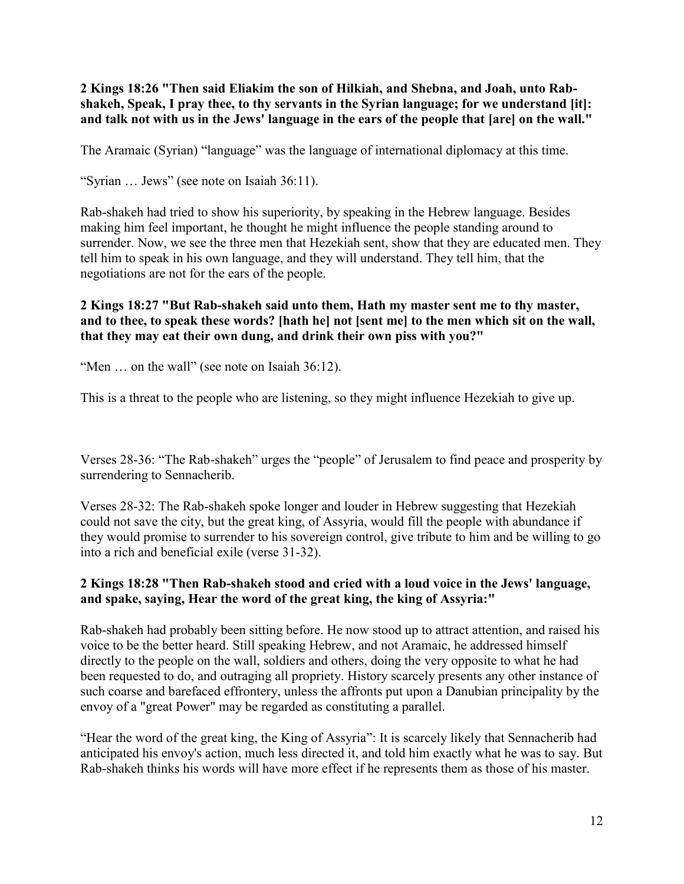**2 Kings 18:26 "Then said Eliakim the son of Hilkiah, and Shebna, and Joah, unto Rab-shakeh, Speak, I pray thee, to thy servants in the Syrian language; for we understand [it]: and talk not with us in the Jews' language in the ears of the people that [are] on the wall."**

The Aramaic (Syrian) "language" was the language of international diplomacy at this time.

"Syrian … Jews" (see note on Isaiah 36:11).

Rab-shakeh had tried to show his superiority, by speaking in the Hebrew language. Besides making him feel important, he thought he might influence the people standing around to surrender. Now, we see the three men that Hezekiah sent, show that they are educated men. They tell him to speak in his own language, and they will understand. They tell him, that the negotiations are not for the ears of the people.

**2 Kings 18:27 "But Rab-shakeh said unto them, Hath my master sent me to thy master, and to thee, to speak these words? [hath he] not [sent me] to the men which sit on the wall, that they may eat their own dung, and drink their own piss with you?"**

"Men … on the wall" (see note on Isaiah 36:12).

This is a threat to the people who are listening, so they might influence Hezekiah to give up.

Verses 28-36: "The Rab-shakeh" urges the "people" of Jerusalem to find peace and prosperity by surrendering to Sennacherib.

Verses 28-32: The Rab-shakeh spoke longer and louder in Hebrew suggesting that Hezekiah could not save the city, but the great king, of Assyria, would fill the people with abundance if they would promise to surrender to his sovereign control, give tribute to him and be willing to go into a rich and beneficial exile (verse 31-32).

**2 Kings 18:28 "Then Rab-shakeh stood and cried with a loud voice in the Jews' language, and spake, saying, Hear the word of the great king, the king of Assyria:"**

Rab-shakeh had probably been sitting before. He now stood up to attract attention, and raised his voice to be the better heard. Still speaking Hebrew, and not Aramaic, he addressed himself directly to the people on the wall, soldiers and others, doing the very opposite to what he had been requested to do, and outraging all propriety. History scarcely presents any other instance of such coarse and barefaced effrontery, unless the affronts put upon a Danubian principality by the envoy of a "great Power" may be regarded as constituting a parallel.

"Hear the word of the great king, the King of Assyria": It is scarcely likely that Sennacherib had anticipated his envoy's action, much less directed it, and told him exactly what he was to say. But Rab-shakeh thinks his words will have more effect if he represents them as those of his master.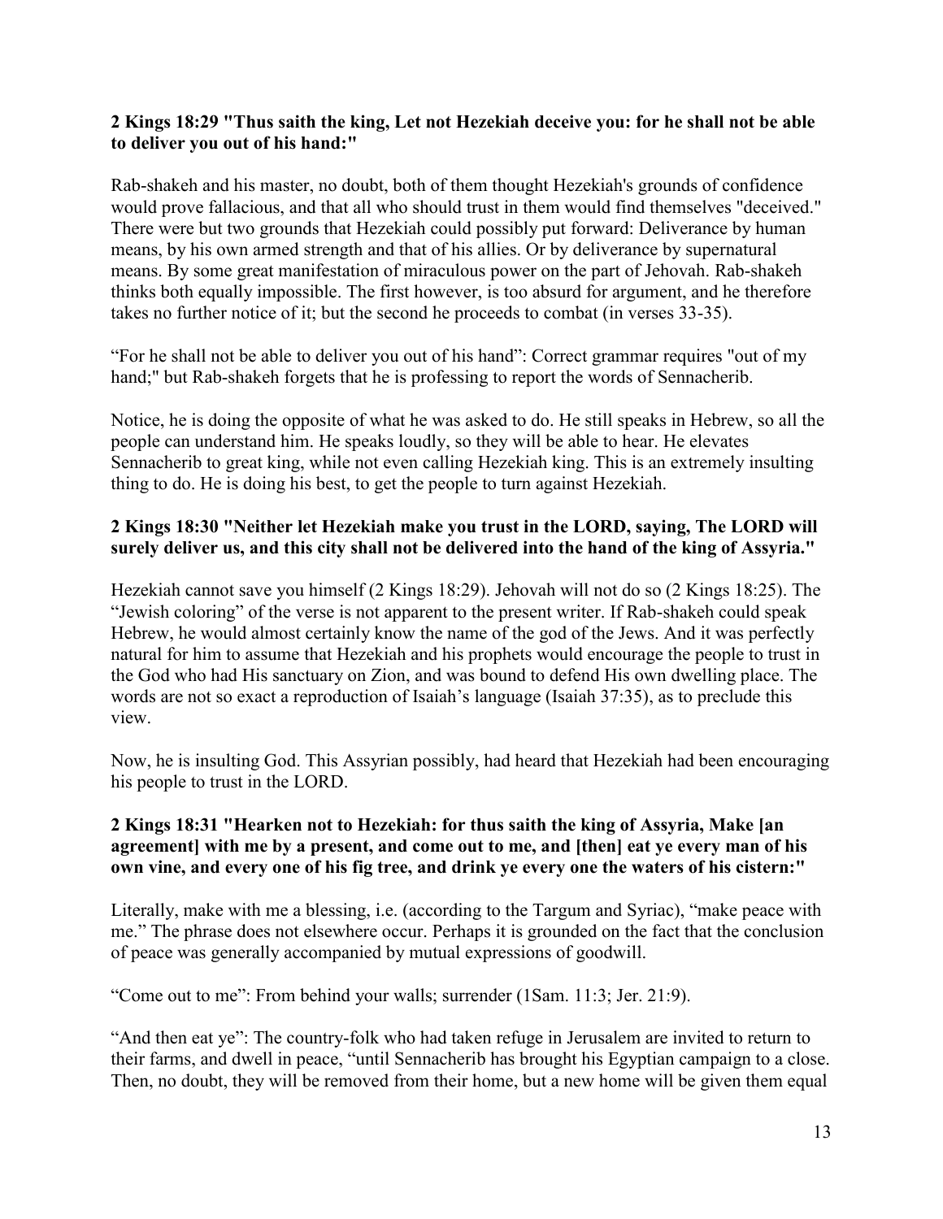**2 Kings 18:29 "Thus saith the king, Let not Hezekiah deceive you: for he shall not be able to deliver you out of his hand:"**

Rab-shakeh and his master, no doubt, both of them thought Hezekiah's grounds of confidence would prove fallacious, and that all who should trust in them would find themselves "deceived." There were but two grounds that Hezekiah could possibly put forward: Deliverance by human means, by his own armed strength and that of his allies. Or by deliverance by supernatural means. By some great manifestation of miraculous power on the part of Jehovah. Rab-shakeh thinks both equally impossible. The first however, is too absurd for argument, and he therefore takes no further notice of it; but the second he proceeds to combat (in verses 33-35).

"For he shall not be able to deliver you out of his hand": Correct grammar requires "out of my hand;" but Rab-shakeh forgets that he is professing to report the words of Sennacherib.

Notice, he is doing the opposite of what he was asked to do. He still speaks in Hebrew, so all the people can understand him. He speaks loudly, so they will be able to hear. He elevates Sennacherib to great king, while not even calling Hezekiah king. This is an extremely insulting thing to do. He is doing his best, to get the people to turn against Hezekiah.

**2 Kings 18:30 "Neither let Hezekiah make you trust in the LORD, saying, The LORD will surely deliver us, and this city shall not be delivered into the hand of the king of Assyria."**

Hezekiah cannot save you himself (2 Kings 18:29). Jehovah will not do so (2 Kings 18:25). The "Jewish coloring" of the verse is not apparent to the present writer. If Rab-shakeh could speak Hebrew, he would almost certainly know the name of the god of the Jews. And it was perfectly natural for him to assume that Hezekiah and his prophets would encourage the people to trust in the God who had His sanctuary on Zion, and was bound to defend His own dwelling place. The words are not so exact a reproduction of Isaiah's language (Isaiah 37:35), as to preclude this view.

Now, he is insulting God. This Assyrian possibly, had heard that Hezekiah had been encouraging his people to trust in the LORD.

**2 Kings 18:31 "Hearken not to Hezekiah: for thus saith the king of Assyria, Make [an agreement] with me by a present, and come out to me, and [then] eat ye every man of his own vine, and every one of his fig tree, and drink ye every one the waters of his cistern:"**

Literally, make with me a blessing, i.e. (according to the Targum and Syriac), "make peace with me." The phrase does not elsewhere occur. Perhaps it is grounded on the fact that the conclusion of peace was generally accompanied by mutual expressions of goodwill.

"Come out to me": From behind your walls; surrender (1Sam. 11:3; Jer. 21:9).

"And then eat ye": The country-folk who had taken refuge in Jerusalem are invited to return to their farms, and dwell in peace, "until Sennacherib has brought his Egyptian campaign to a close. Then, no doubt, they will be removed from their home, but a new home will be given them equal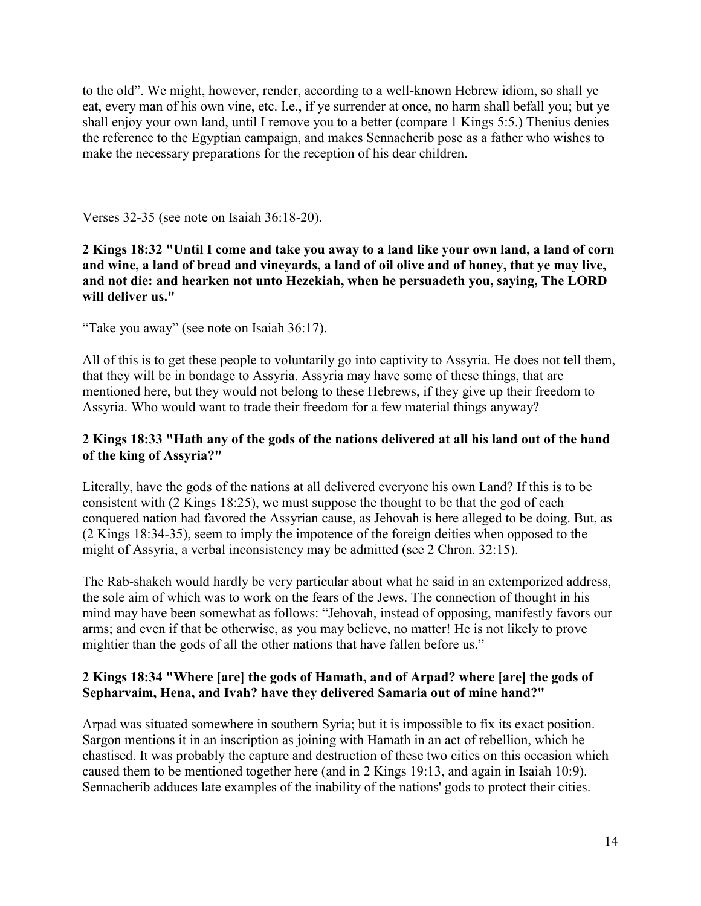to the old". We might, however, render, according to a well-known Hebrew idiom, so shall ye eat, every man of his own vine, etc. I.e., if ye surrender at once, no harm shall befall you; but ye shall enjoy your own land, until I remove you to a better (compare 1 Kings 5:5.) Thenius denies the reference to the Egyptian campaign, and makes Sennacherib pose as a father who wishes to make the necessary preparations for the reception of his dear children.

Verses 32-35 (see note on Isaiah 36:18-20).

**2 Kings 18:32 "Until I come and take you away to a land like your own land, a land of corn and wine, a land of bread and vineyards, a land of oil olive and of honey, that ye may live, and not die: and hearken not unto Hezekiah, when he persuadeth you, saying, The LORD will deliver us."**

"Take you away" (see note on Isaiah 36:17).

All of this is to get these people to voluntarily go into captivity to Assyria. He does not tell them, that they will be in bondage to Assyria. Assyria may have some of these things, that are mentioned here, but they would not belong to these Hebrews, if they give up their freedom to Assyria. Who would want to trade their freedom for a few material things anyway?

**2 Kings 18:33 "Hath any of the gods of the nations delivered at all his land out of the hand of the king of Assyria?"**

Literally, have the gods of the nations at all delivered everyone his own Land? If this is to be consistent with (2 Kings 18:25), we must suppose the thought to be that the god of each conquered nation had favored the Assyrian cause, as Jehovah is here alleged to be doing. But, as (2 Kings 18:34-35), seem to imply the impotence of the foreign deities when opposed to the might of Assyria, a verbal inconsistency may be admitted (see 2 Chron. 32:15).

The Rab-shakeh would hardly be very particular about what he said in an extemporized address, the sole aim of which was to work on the fears of the Jews. The connection of thought in his mind may have been somewhat as follows: "Jehovah, instead of opposing, manifestly favors our arms; and even if that be otherwise, as you may believe, no matter! He is not likely to prove mightier than the gods of all the other nations that have fallen before us."

**2 Kings 18:34 "Where [are] the gods of Hamath, and of Arpad? where [are] the gods of Sepharvaim, Hena, and Ivah? have they delivered Samaria out of mine hand?"**

Arpad was situated somewhere in southern Syria; but it is impossible to fix its exact position. Sargon mentions it in an inscription as joining with Hamath in an act of rebellion, which he chastised. It was probably the capture and destruction of these two cities on this occasion which caused them to be mentioned together here (and in 2 Kings 19:13, and again in Isaiah 10:9). Sennacherib adduces late examples of the inability of the nations' gods to protect their cities.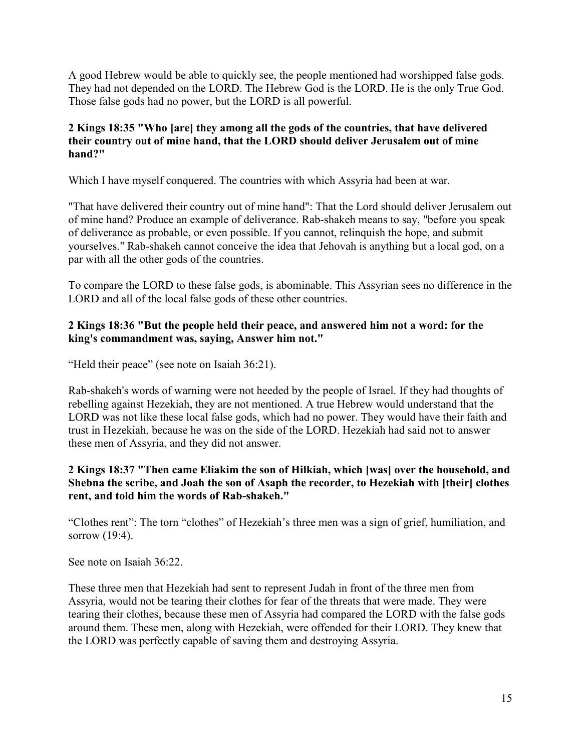A good Hebrew would be able to quickly see, the people mentioned had worshipped false gods. They had not depended on the LORD. The Hebrew God is the LORD. He is the only True God. Those false gods had no power, but the LORD is all powerful.

**2 Kings 18:35 "Who [are] they among all the gods of the countries, that have delivered their country out of mine hand, that the LORD should deliver Jerusalem out of mine hand?"**

Which I have myself conquered. The countries with which Assyria had been at war.

"That have delivered their country out of mine hand": That the Lord should deliver Jerusalem out of mine hand? Produce an example of deliverance. Rab-shakeh means to say, "before you speak of deliverance as probable, or even possible. If you cannot, relinquish the hope, and submit yourselves." Rab-shakeh cannot conceive the idea that Jehovah is anything but a local god, on a par with all the other gods of the countries.

To compare the LORD to these false gods, is abominable. This Assyrian sees no difference in the LORD and all of the local false gods of these other countries.

**2 Kings 18:36 "But the people held their peace, and answered him not a word: for the king's commandment was, saying, Answer him not."**

"Held their peace" (see note on Isaiah 36:21).

Rab-shakeh's words of warning were not heeded by the people of Israel. If they had thoughts of rebelling against Hezekiah, they are not mentioned. A true Hebrew would understand that the LORD was not like these local false gods, which had no power. They would have their faith and trust in Hezekiah, because he was on the side of the LORD. Hezekiah had said not to answer these men of Assyria, and they did not answer.

**2 Kings 18:37 "Then came Eliakim the son of Hilkiah, which [was] over the household, and Shebna the scribe, and Joah the son of Asaph the recorder, to Hezekiah with [their] clothes rent, and told him the words of Rab-shakeh."**

"Clothes rent": The torn "clothes" of Hezekiah's three men was a sign of grief, humiliation, and sorrow (19:4).

See note on Isaiah 36:22.

These three men that Hezekiah had sent to represent Judah in front of the three men from Assyria, would not be tearing their clothes for fear of the threats that were made. They were tearing their clothes, because these men of Assyria had compared the LORD with the false gods around them. These men, along with Hezekiah, were offended for their LORD. They knew that the LORD was perfectly capable of saving them and destroying Assyria.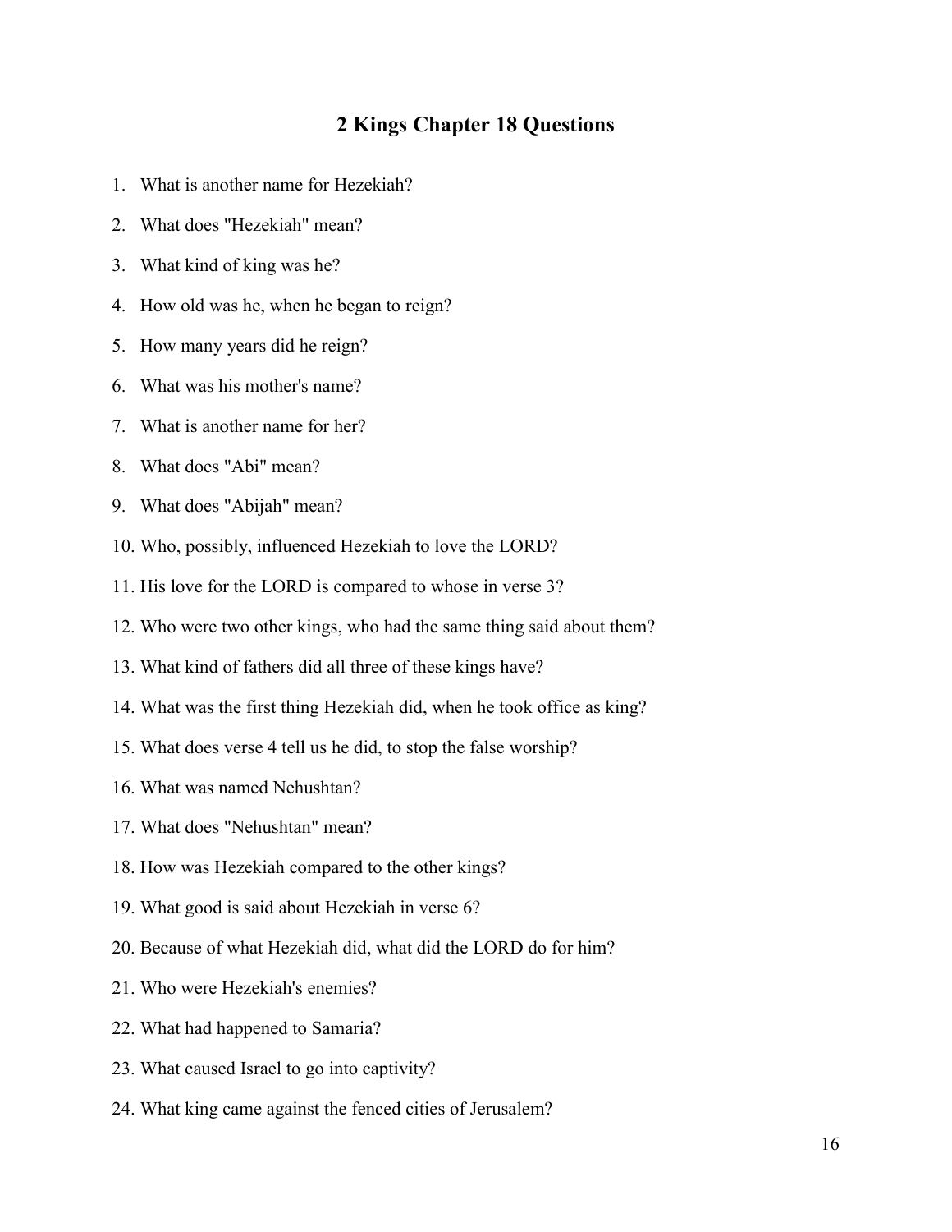# 2 Kings Chapter 18 Questions

1. What is another name for Hezekiah?
2. What does "Hezekiah" mean?
3. What kind of king was he?
4. How old was he, when he began to reign?
5. How many years did he reign?
6. What was his mother's name?
7. What is another name for her?
8. What does "Abi" mean?
9. What does "Abijah" mean?
10. Who, possibly, influenced Hezekiah to love the LORD?
11. His love for the LORD is compared to whose in verse 3?
12. Who were two other kings, who had the same thing said about them?
13. What kind of fathers did all three of these kings have?
14. What was the first thing Hezekiah did, when he took office as king?
15. What does verse 4 tell us he did, to stop the false worship?
16. What was named Nehushtan?
17. What does "Nehushtan" mean?
18. How was Hezekiah compared to the other kings?
19. What good is said about Hezekiah in verse 6?
20. Because of what Hezekiah did, what did the LORD do for him?
21. Who were Hezekiah's enemies?
22. What had happened to Samaria?
23. What caused Israel to go into captivity?
24. What king came against the fenced cities of Jerusalem?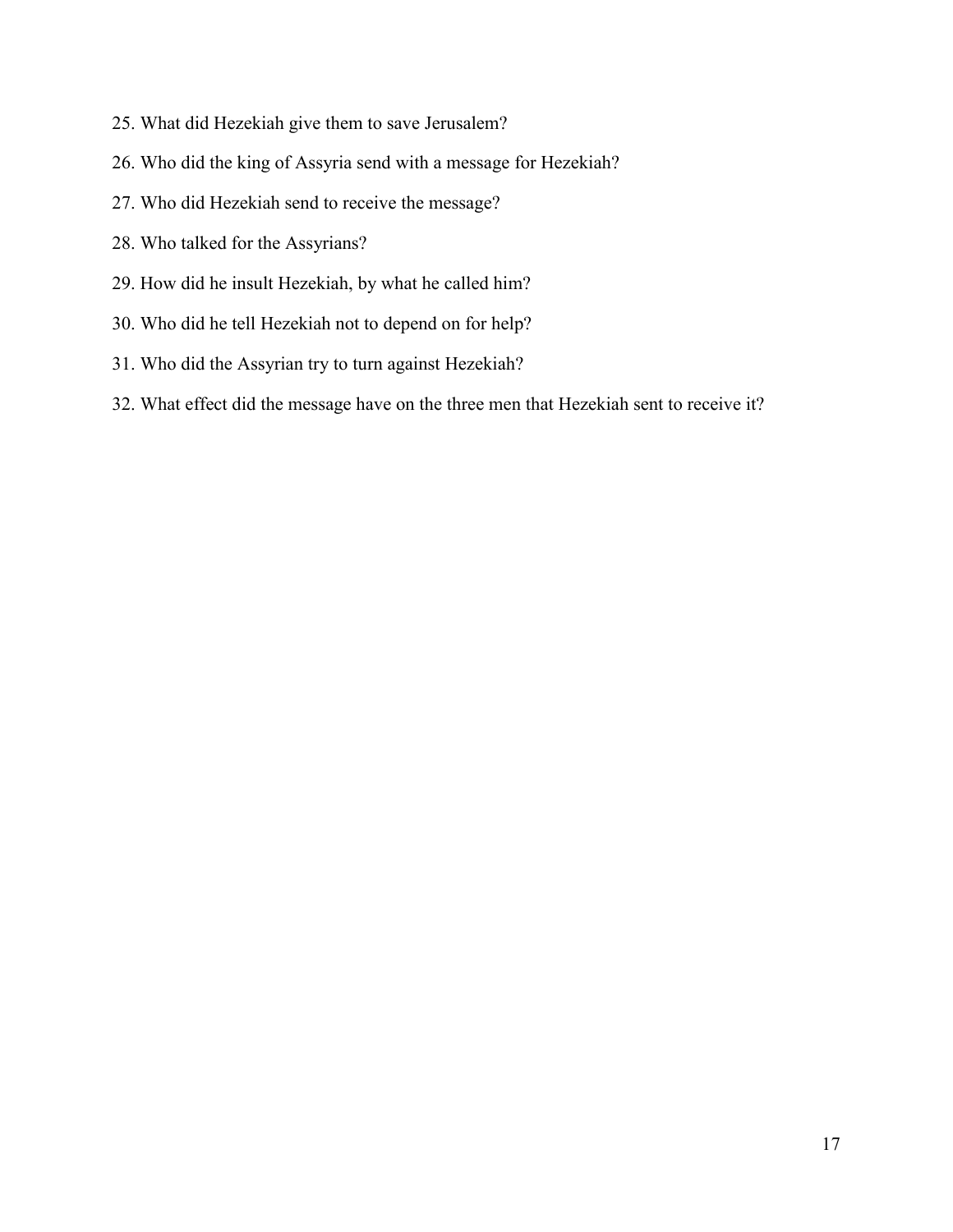25. What did Hezekiah give them to save Jerusalem?
26. Who did the king of Assyria send with a message for Hezekiah?
27. Who did Hezekiah send to receive the message?
28. Who talked for the Assyrians?
29. How did he insult Hezekiah, by what he called him?
30. Who did he tell Hezekiah not to depend on for help?
31. Who did the Assyrian try to turn against Hezekiah?
32. What effect did the message have on the three men that Hezekiah sent to receive it?